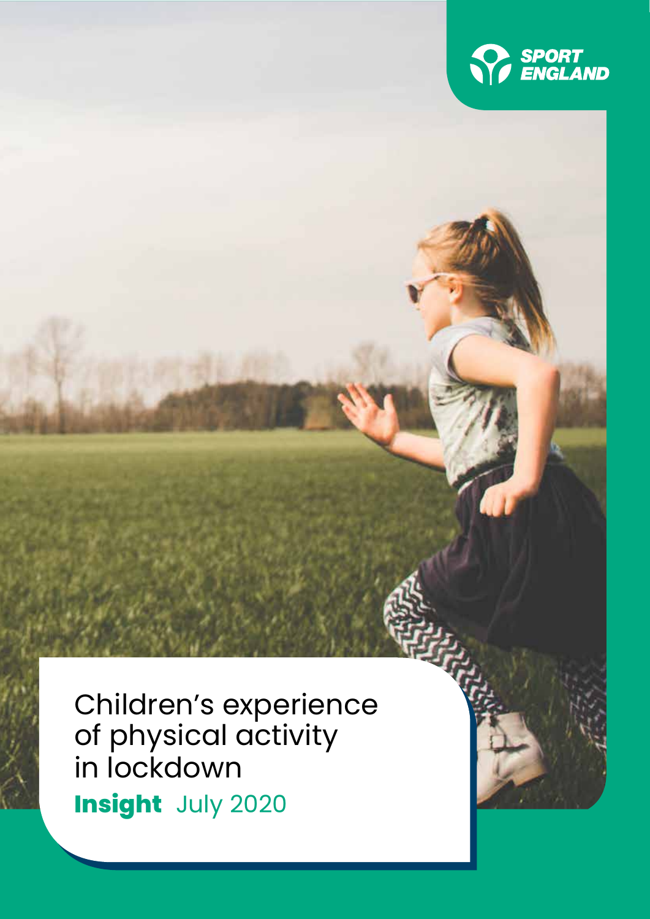SPORT ENGLAND

# Children's experience of physical activity in lockdown

**Insight** July 2020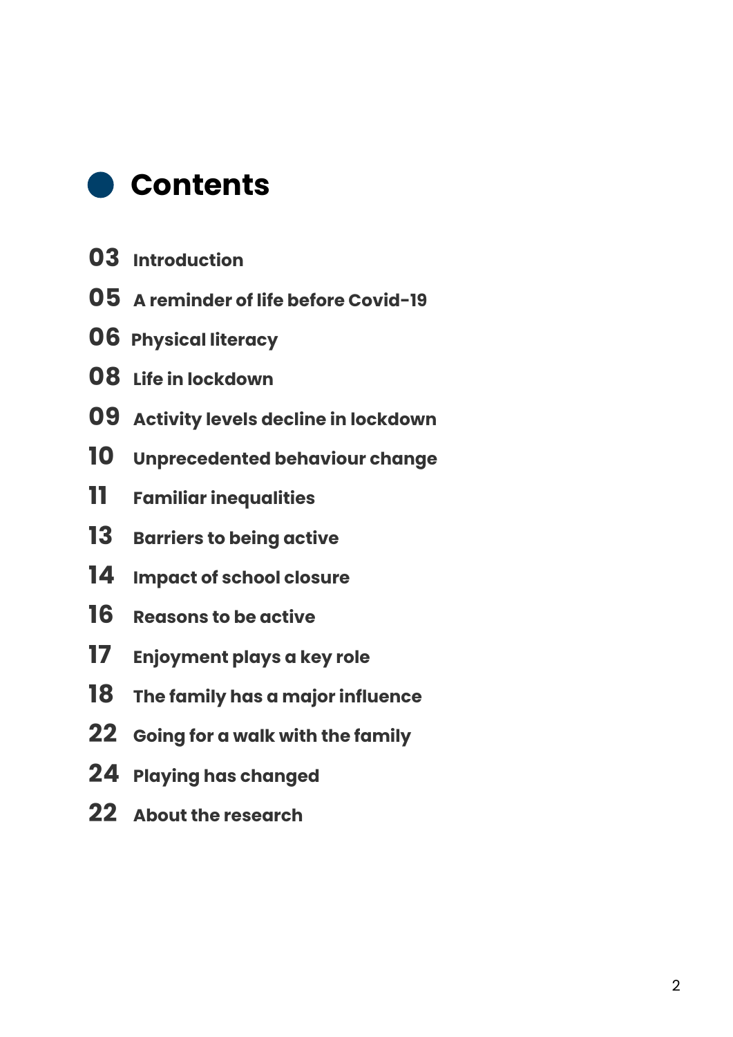# Contents

03 Introduction

05 A reminder of life before Covid-19

06 Physical literacy

08 Life in lockdown

09 Activity levels decline in lockdown

10 Unprecedented behaviour change

11 Familiar inequalities

13 Barriers to being active

14 Impact of school closure

16 Reasons to be active

17 Enjoyment plays a key role

18 The family has a major influence

22 Going for a walk with the family

24 Playing has changed

22 About the research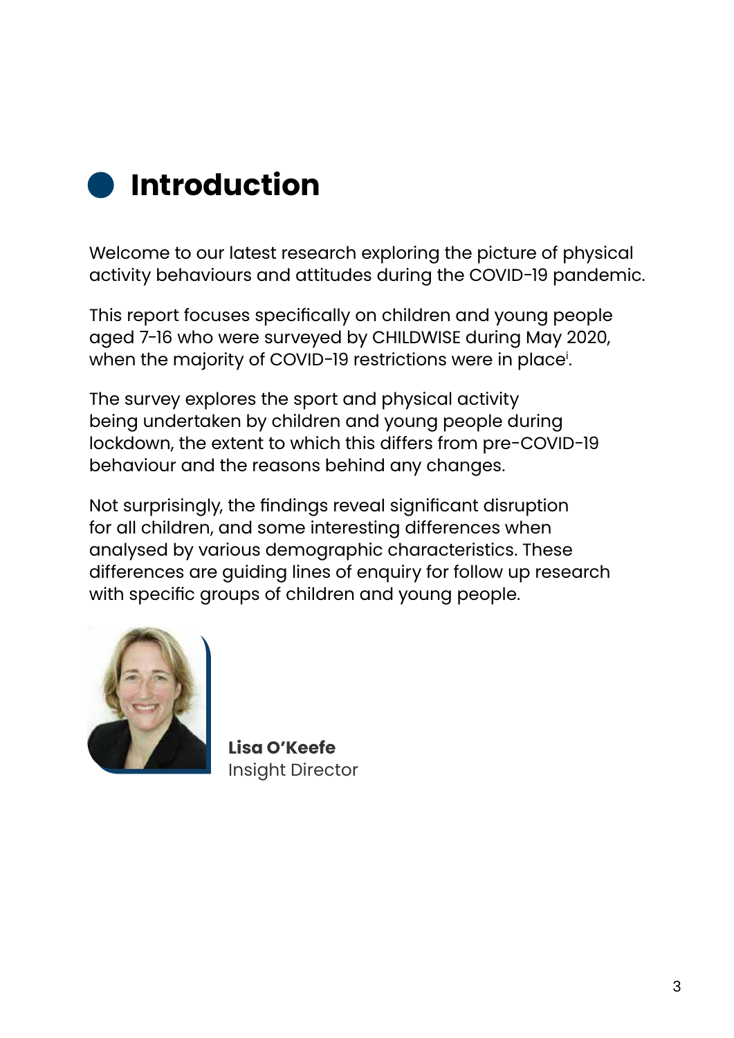# Introduction

Welcome to our latest research exploring the picture of physical activity behaviours and attitudes during the COVID-19 pandemic.

This report focuses specifically on children and young people aged 7-16 who were surveyed by CHILDWISE during May 2020, when the majority of COVID-19 restrictions were in place[i].

The survey explores the sport and physical activity being undertaken by children and young people during lockdown, the extent to which this differs from pre-COVID-19 behaviour and the reasons behind any changes.

Not surprisingly, the findings reveal significant disruption for all children, and some interesting differences when analysed by various demographic characteristics. These differences are guiding lines of enquiry for follow up research with specific groups of children and young people.

**Lisa O'Keefe**
Insight Director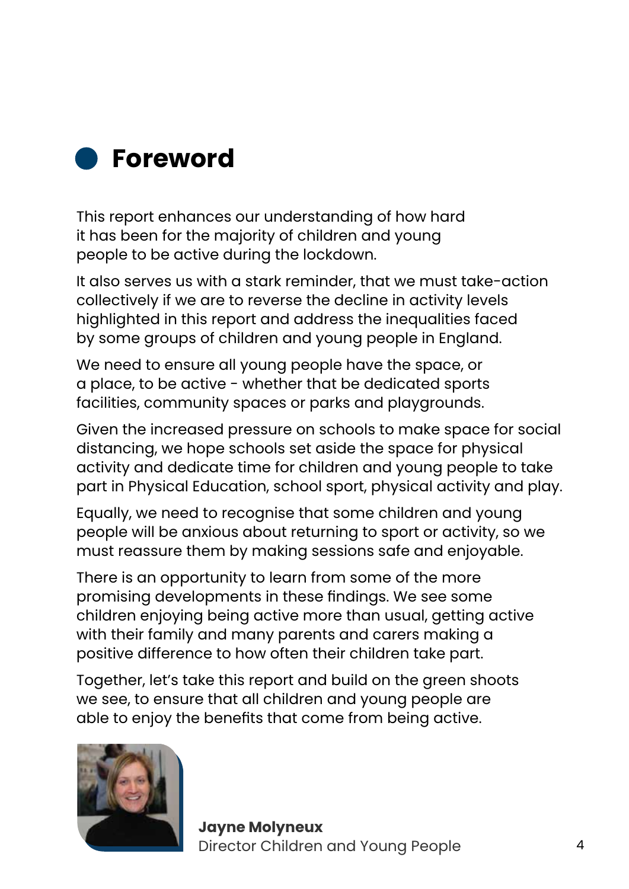# Foreword

This report enhances our understanding of how hard it has been for the majority of children and young people to be active during the lockdown.

It also serves us with a stark reminder, that we must take-action collectively if we are to reverse the decline in activity levels highlighted in this report and address the inequalities faced by some groups of children and young people in England.

We need to ensure all young people have the space, or a place, to be active - whether that be dedicated sports facilities, community spaces or parks and playgrounds.

Given the increased pressure on schools to make space for social distancing, we hope schools set aside the space for physical activity and dedicate time for children and young people to take part in Physical Education, school sport, physical activity and play.

Equally, we need to recognise that some children and young people will be anxious about returning to sport or activity, so we must reassure them by making sessions safe and enjoyable.

There is an opportunity to learn from some of the more promising developments in these findings. We see some children enjoying being active more than usual, getting active with their family and many parents and carers making a positive difference to how often their children take part.

Together, let's take this report and build on the green shoots we see, to ensure that all children and young people are able to enjoy the benefits that come from being active.

**Jayne Molyneux**
Director Children and Young People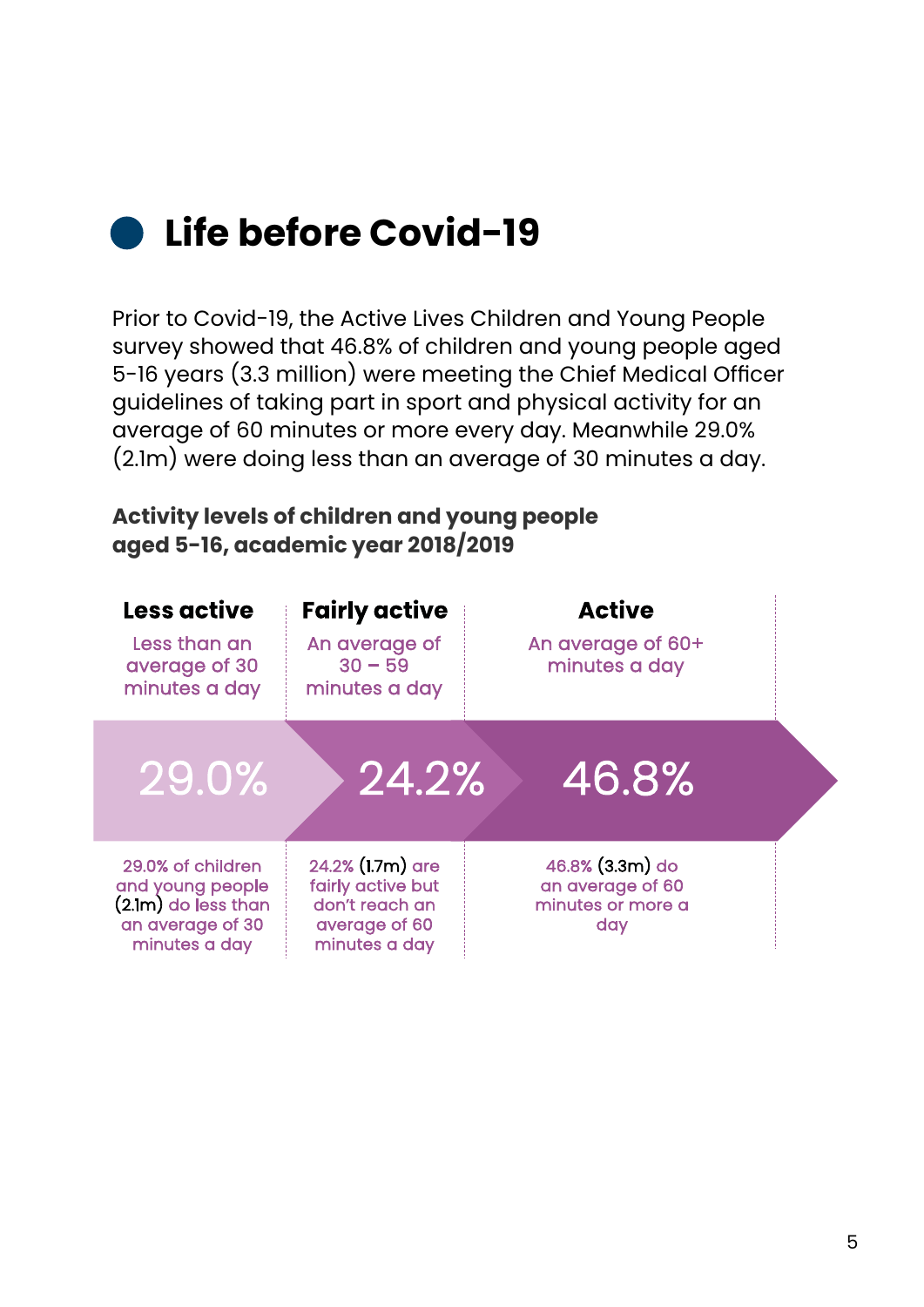# Life before Covid-19

Prior to Covid-19, the Active Lives Children and Young People survey showed that 46.8% of children and young people aged 5-16 years (3.3 million) were meeting the Chief Medical Officer guidelines of taking part in sport and physical activity for an average of 60 minutes or more every day. Meanwhile 29.0% (2.1m) were doing less than an average of 30 minutes a day.

**Activity levels of children and young people aged 5-16, academic year 2018/2019**

| Less active | Fairly active | Active |
|---|---|---|
| Less than an average of 30 minutes a day | An average of 30 – 59 minutes a day | An average of 60+ minutes a day |
| 29.0% | 24.2% | 46.8% |
| 29.0% of children and young people (2.1m) do less than an average of 30 minutes a day | 24.2% (1.7m) are fairly active but don't reach an average of 60 minutes a day | 46.8% (3.3m) do an average of 60 minutes or more a day |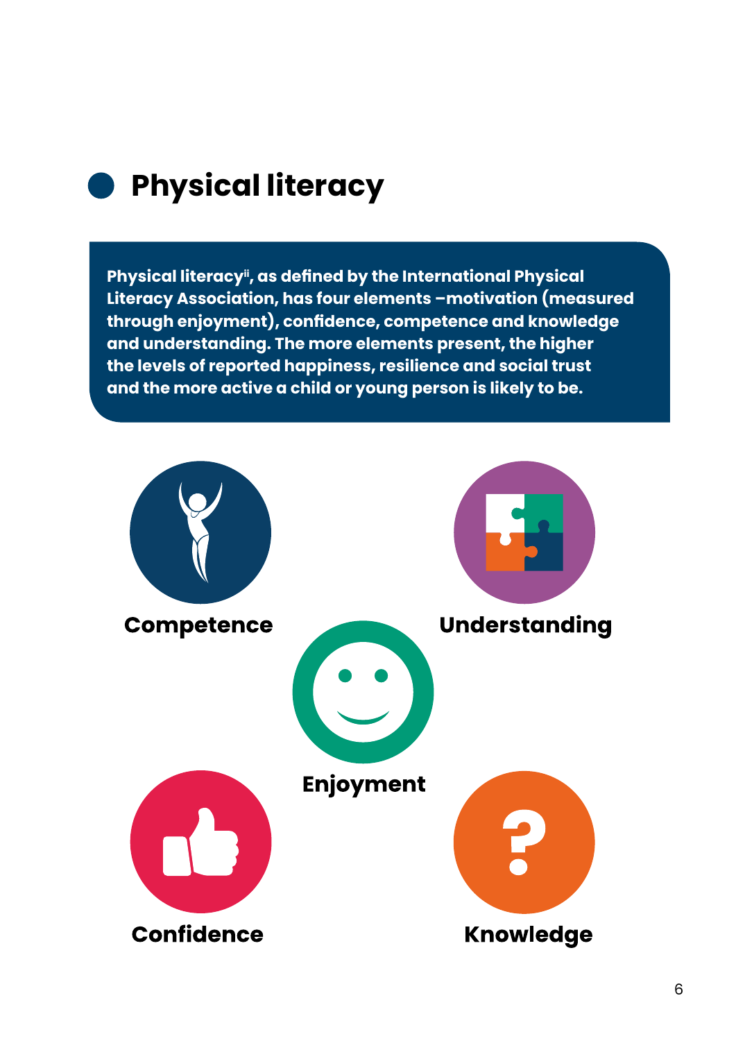## Physical literacy

**Physical literacy[ii], as defined by the International Physical Literacy Association, has four elements –motivation (measured through enjoyment), confidence, competence and knowledge and understanding. The more elements present, the higher the levels of reported happiness, resilience and social trust and the more active a child or young person is likely to be.**

**Competence**

**Understanding**

**Enjoyment**

**Confidence**

**Knowledge**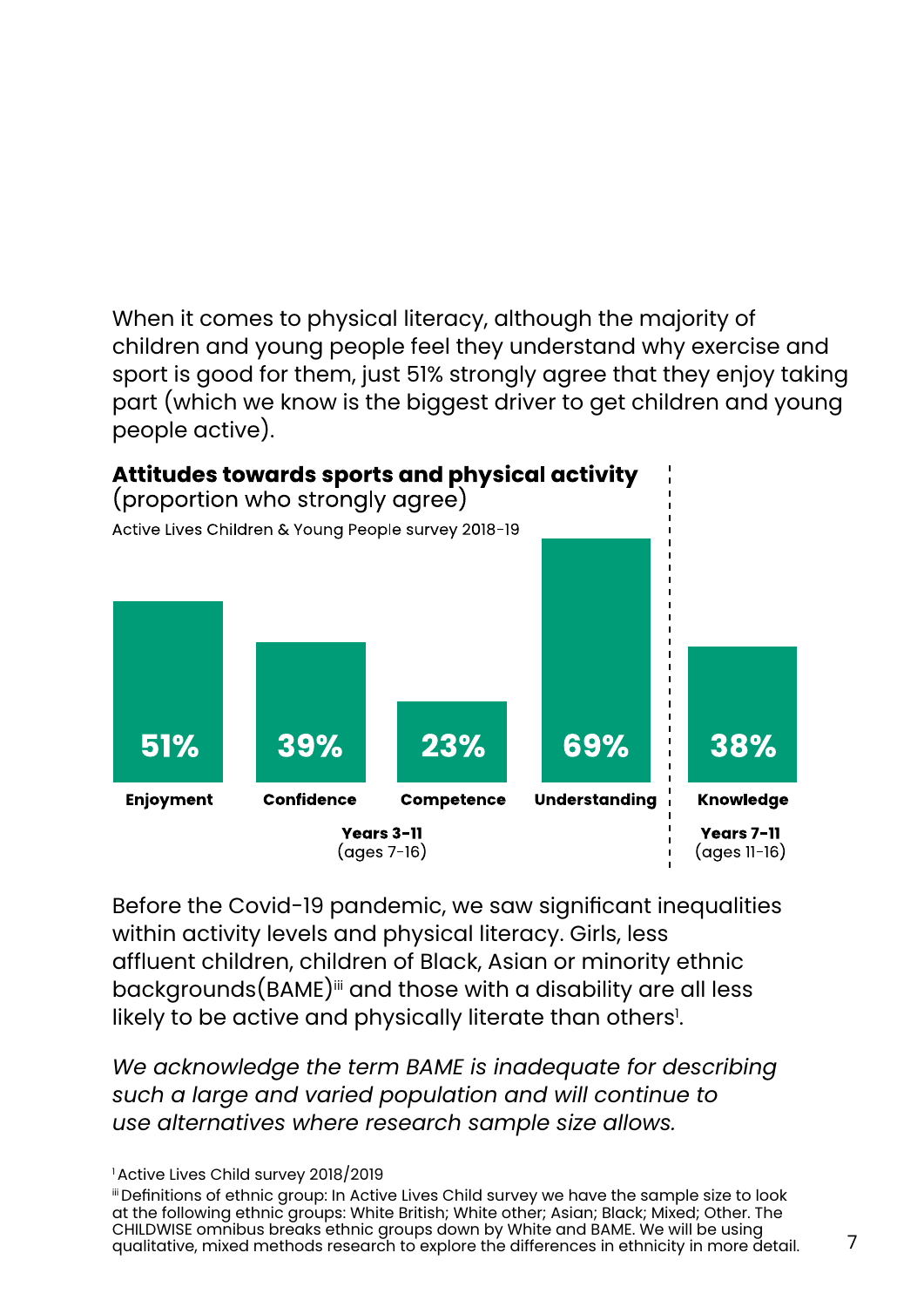When it comes to physical literacy, although the majority of children and young people feel they understand why exercise and sport is good for them, just 51% strongly agree that they enjoy taking part (which we know is the biggest driver to get children and young people active).

**Attitudes towards sports and physical activity**
(proportion who strongly agree)

Active Lives Children & Young People survey 2018-19

| | Enjoyment | Confidence | Competence | Understanding | Knowledge |
|---|---|---|---|---|---|
| Proportion who strongly agree | 51% | 39% | 23% | 69% | 38% |
| Group | Years 3-11 (ages 7-16) | | | | Years 7-11 (ages 11-16) |

Before the Covid-19 pandemic, we saw significant inequalities within activity levels and physical literacy. Girls, less affluent children, children of Black, Asian or minority ethnic backgrounds(BAME)[iii] and those with a disability are all less likely to be active and physically literate than others[1].

*We acknowledge the term BAME is inadequate for describing such a large and varied population and will continue to use alternatives where research sample size allows.*

[1] Active Lives Child survey 2018/2019

[iii] Definitions of ethnic group: In Active Lives Child survey we have the sample size to look at the following ethnic groups: White British; White other; Asian; Black; Mixed; Other. The CHILDWISE omnibus breaks ethnic groups down by White and BAME. We will be using qualitative, mixed methods research to explore the differences in ethnicity in more detail.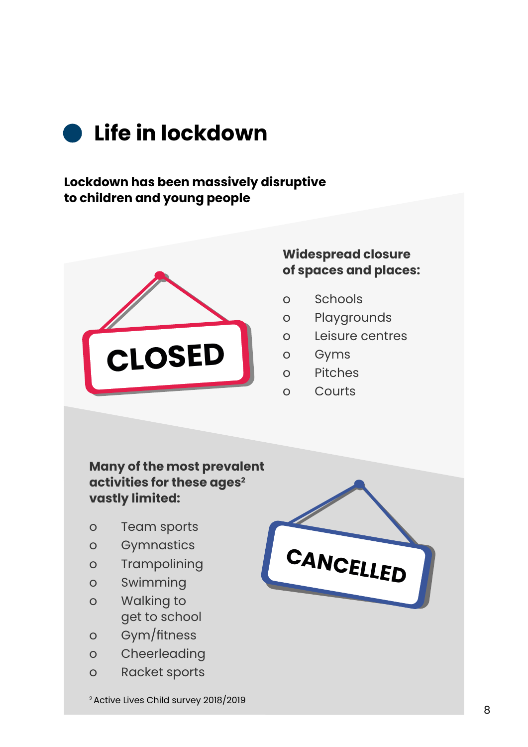# Life in lockdown

**Lockdown has been massively disruptive to children and young people**

**Widespread closure of spaces and places:**

- Schools
- Playgrounds
- Leisure centres
- Gyms
- Pitches
- Courts

**Many of the most prevalent activities for these ages[2] vastly limited:**

- Team sports
- Gymnastics
- Trampolining
- Swimming
- Walking to get to school
- Gym/fitness
- Cheerleading
- Racket sports

[2] Active Lives Child survey 2018/2019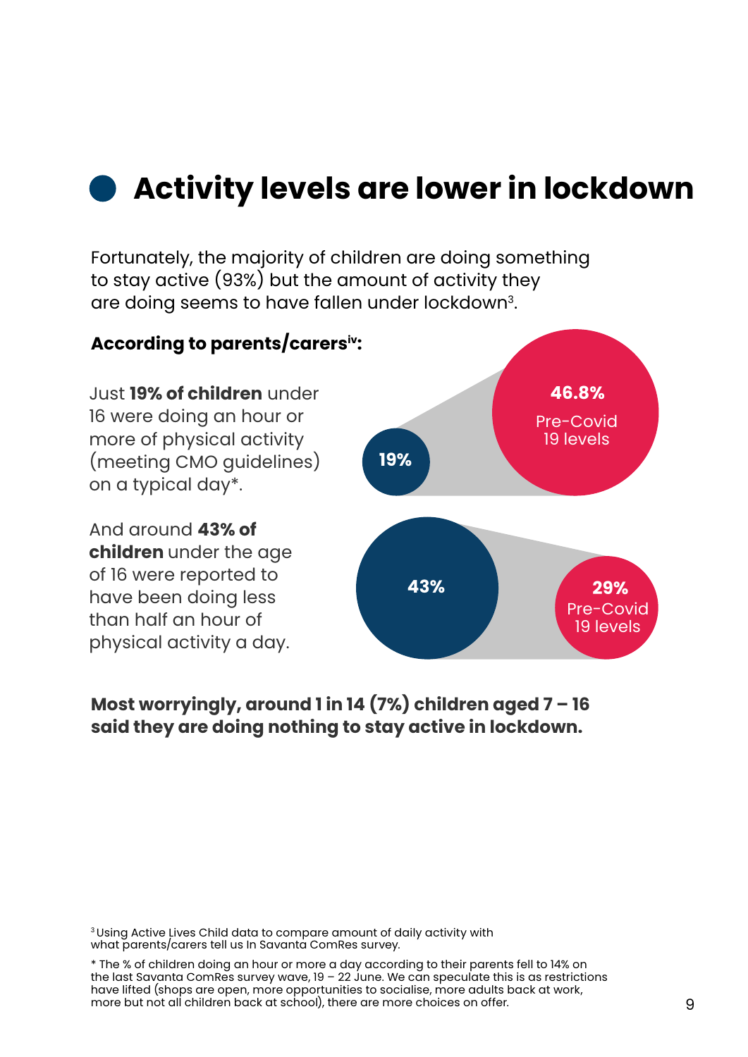## Activity levels are lower in lockdown

Fortunately, the majority of children are doing something to stay active (93%) but the amount of activity they are doing seems to have fallen under lockdown[3].

**According to parents/carers[iv]:**

Just **19% of children** under 16 were doing an hour or more of physical activity (meeting CMO guidelines) on a typical day*.

**19%** — **46.8%** Pre-Covid 19 levels

And around **43% of children** under the age of 16 were reported to have been doing less than half an hour of physical activity a day.

**43%** — **29%** Pre-Covid 19 levels

**Most worryingly, around 1 in 14 (7%) children aged 7 – 16 said they are doing nothing to stay active in lockdown.**

[3] Using Active Lives Child data to compare amount of daily activity with what parents/carers tell us In Savanta ComRes survey.

* The % of children doing an hour or more a day according to their parents fell to 14% on the last Savanta ComRes survey wave, 19 – 22 June. We can speculate this is as restrictions have lifted (shops are open, more opportunities to socialise, more adults back at work, more but not all children back at school), there are more choices on offer.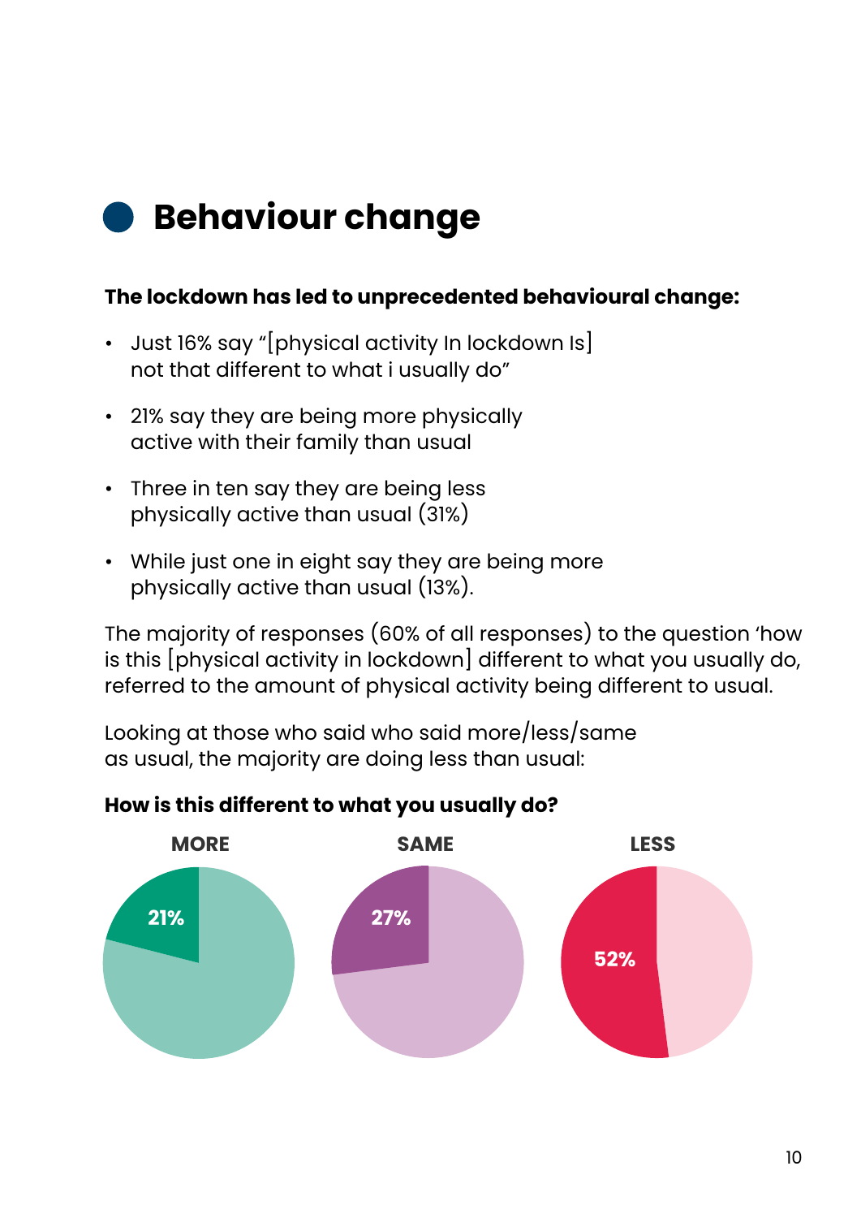# Behaviour change

**The lockdown has led to unprecedented behavioural change:**

- Just 16% say “[physical activity In lockdown Is] not that different to what i usually do”
- 21% say they are being more physically active with their family than usual
- Three in ten say they are being less physically active than usual (31%)
- While just one in eight say they are being more physically active than usual (13%).

The majority of responses (60% of all responses) to the question ‘how is this [physical activity in lockdown] different to what you usually do, referred to the amount of physical activity being different to usual.

Looking at those who said who said more/less/same as usual, the majority are doing less than usual:

**How is this different to what you usually do?**

MORE

21%

SAME

27%

LESS

52%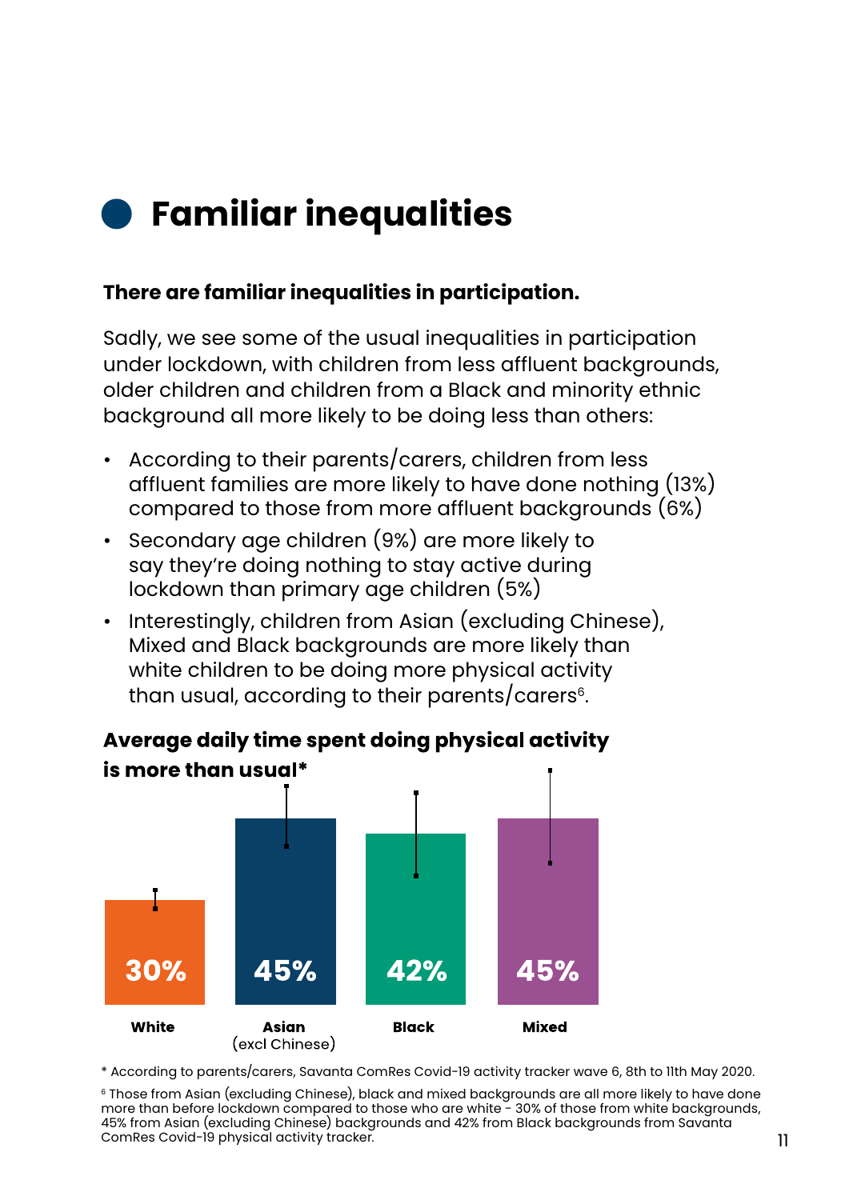# Familiar inequalities

**There are familiar inequalities in participation.**

Sadly, we see some of the usual inequalities in participation under lockdown, with children from less affluent backgrounds, older children and children from a Black and minority ethnic background all more likely to be doing less than others:

- According to their parents/carers, children from less affluent families are more likely to have done nothing (13%) compared to those from more affluent backgrounds (6%)
- Secondary age children (9%) are more likely to say they're doing nothing to stay active during lockdown than primary age children (5%)
- Interestingly, children from Asian (excluding Chinese), Mixed and Black backgrounds are more likely than white children to be doing more physical activity than usual, according to their parents/carers[6].

**Average daily time spent doing physical activity is more than usual***

| White | Asian (excl Chinese) | Black | Mixed |
|---|---|---|---|
| 30% | 45% | 42% | 45% |

\* According to parents/carers, Savanta ComRes Covid-19 activity tracker wave 6, 8th to 11th May 2020.

[6] Those from Asian (excluding Chinese), black and mixed backgrounds are all more likely to have done more than before lockdown compared to those who are white - 30% of those from white backgrounds, 45% from Asian (excluding Chinese) backgrounds and 42% from Black backgrounds from Savanta ComRes Covid-19 physical activity tracker.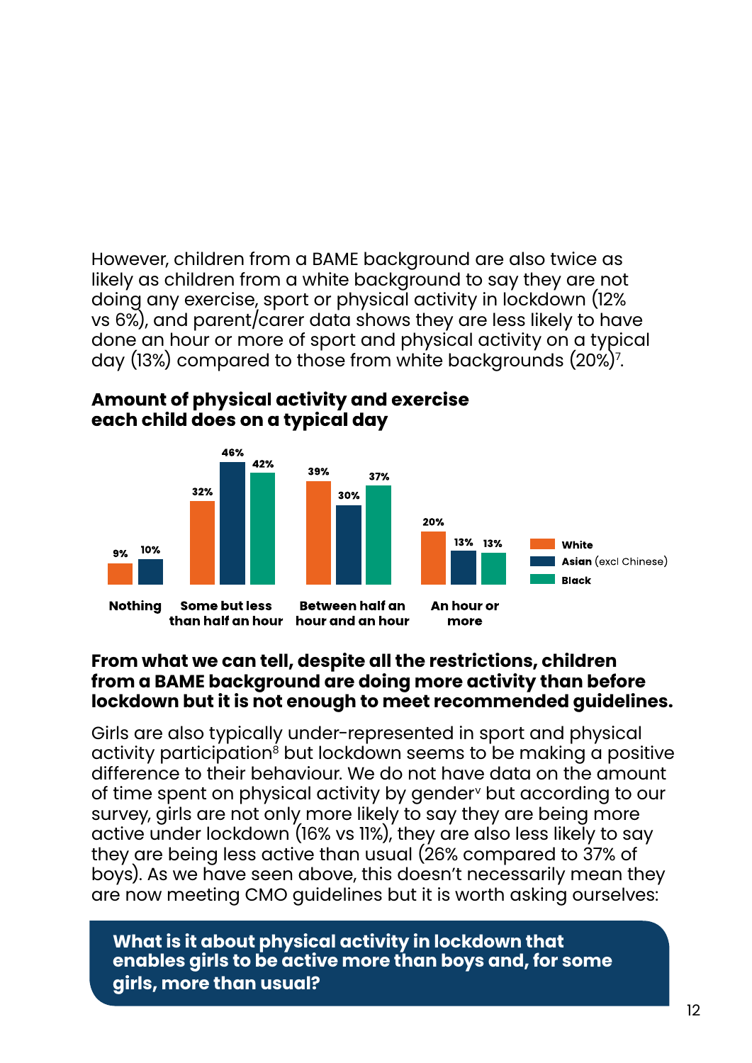However, children from a BAME background are also twice as likely as children from a white background to say they are not doing any exercise, sport or physical activity in lockdown (12% vs 6%), and parent/carer data shows they are less likely to have done an hour or more of sport and physical activity on a typical day (13%) compared to those from white backgrounds (20%)[7].

**Amount of physical activity and exercise each child does on a typical day**

| | White | Asian (excl Chinese) | Black |
|---|---|---|---|
| Nothing | 9% | 10% | |
| Some but less than half an hour | 32% | 46% | 42% |
| Between half an hour and an hour | 39% | 30% | 37% |
| An hour or more | 20% | 13% | 13% |

**From what we can tell, despite all the restrictions, children from a BAME background are doing more activity than before lockdown but it is not enough to meet recommended guidelines.**

Girls are also typically under-represented in sport and physical activity participation[8] but lockdown seems to be making a positive difference to their behaviour. We do not have data on the amount of time spent on physical activity by gender[v] but according to our survey, girls are not only more likely to say they are being more active under lockdown (16% vs 11%), they are also less likely to say they are being less active than usual (26% compared to 37% of boys). As we have seen above, this doesn't necessarily mean they are now meeting CMO guidelines but it is worth asking ourselves:

**What is it about physical activity in lockdown that enables girls to be active more than boys and, for some girls, more than usual?**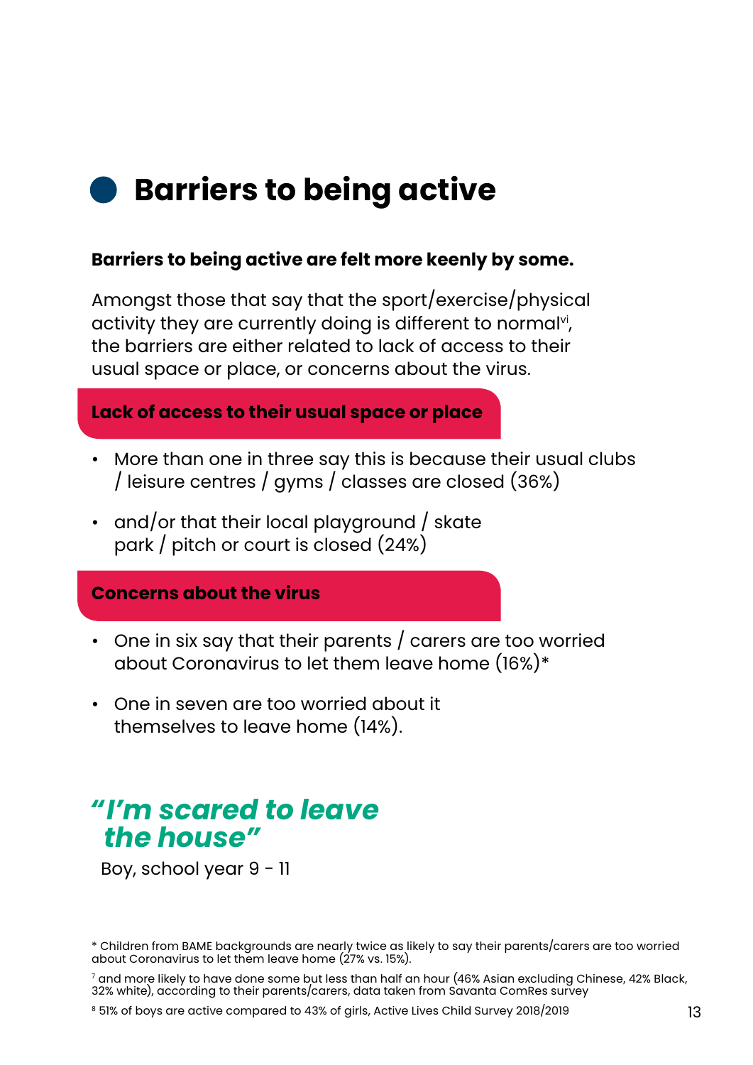# Barriers to being active

**Barriers to being active are felt more keenly by some.**

Amongst those that say that the sport/exercise/physical activity they are currently doing is different to normal[vi], the barriers are either related to lack of access to their usual space or place, or concerns about the virus.

### Lack of access to their usual space or place

- More than one in three say this is because their usual clubs / leisure centres / gyms / classes are closed (36%)
- and/or that their local playground / skate park / pitch or court is closed (24%)

### Concerns about the virus

- One in six say that their parents / carers are too worried about Coronavirus to let them leave home (16%)*
- One in seven are too worried about it themselves to leave home (14%).

***"I'm scared to leave the house"***

Boy, school year 9 - 11

* Children from BAME backgrounds are nearly twice as likely to say their parents/carers are too worried about Coronavirus to let them leave home (27% vs. 15%).

[7] and more likely to have done some but less than half an hour (46% Asian excluding Chinese, 42% Black, 32% white), according to their parents/carers, data taken from Savanta ComRes survey

[8] 51% of boys are active compared to 43% of girls, Active Lives Child Survey 2018/2019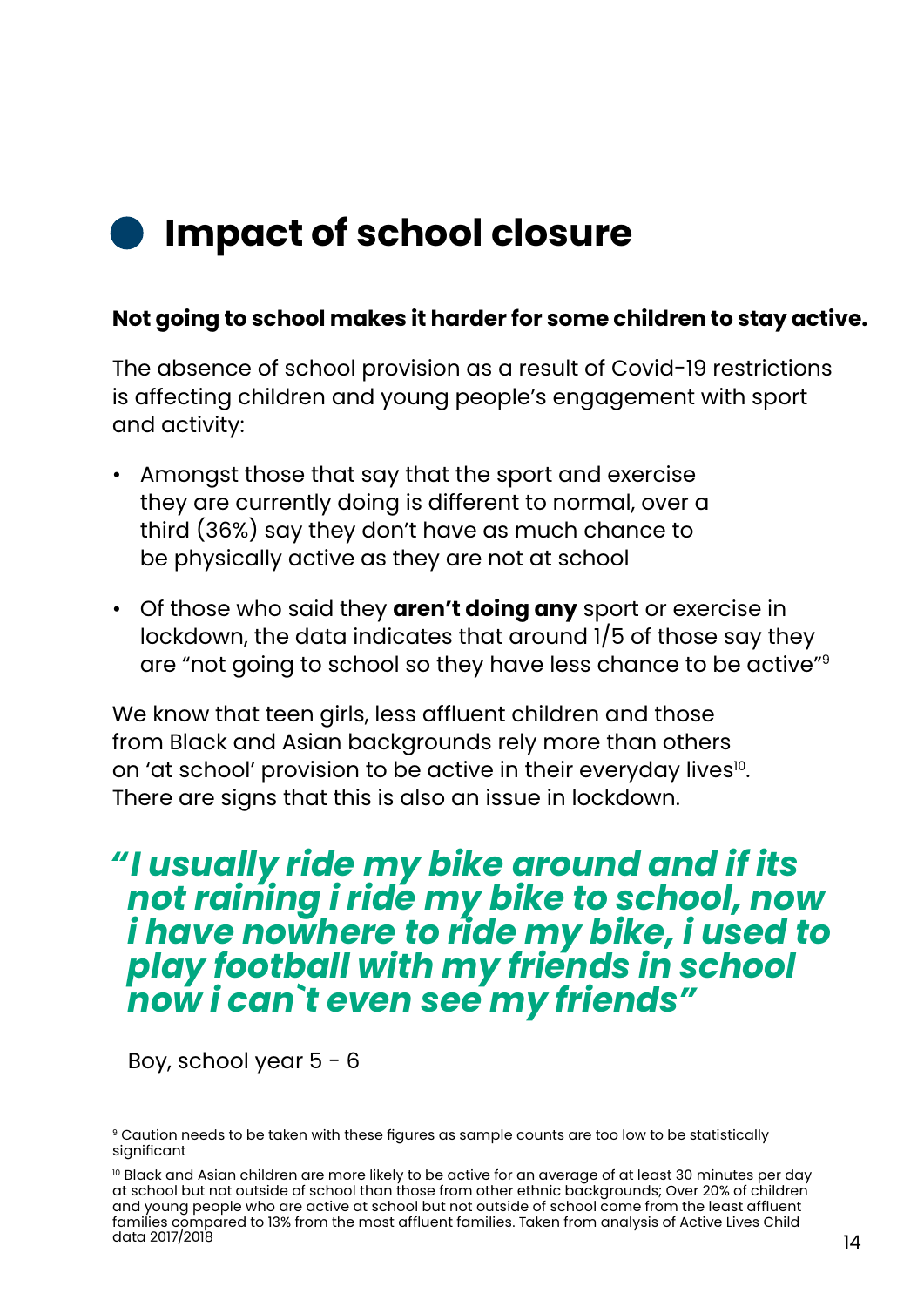# Impact of school closure

**Not going to school makes it harder for some children to stay active.**

The absence of school provision as a result of Covid-19 restrictions is affecting children and young people's engagement with sport and activity:

- Amongst those that say that the sport and exercise they are currently doing is different to normal, over a third (36%) say they don't have as much chance to be physically active as they are not at school
- Of those who said they **aren't doing any** sport or exercise in lockdown, the data indicates that around 1/5 of those say they are "not going to school so they have less chance to be active"[9]

We know that teen girls, less affluent children and those from Black and Asian backgrounds rely more than others on 'at school' provision to be active in their everyday lives[10]. There are signs that this is also an issue in lockdown.

> ***"I usually ride my bike around and if its not raining i ride my bike to school, now i have nowhere to ride my bike, i used to play football with my friends in school now i can`t even see my friends"***

Boy, school year 5 - 6

[9] Caution needs to be taken with these figures as sample counts are too low to be statistically significant

[10] Black and Asian children are more likely to be active for an average of at least 30 minutes per day at school but not outside of school than those from other ethnic backgrounds; Over 20% of children and young people who are active at school but not outside of school come from the least affluent families compared to 13% from the most affluent families. Taken from analysis of Active Lives Child data 2017/2018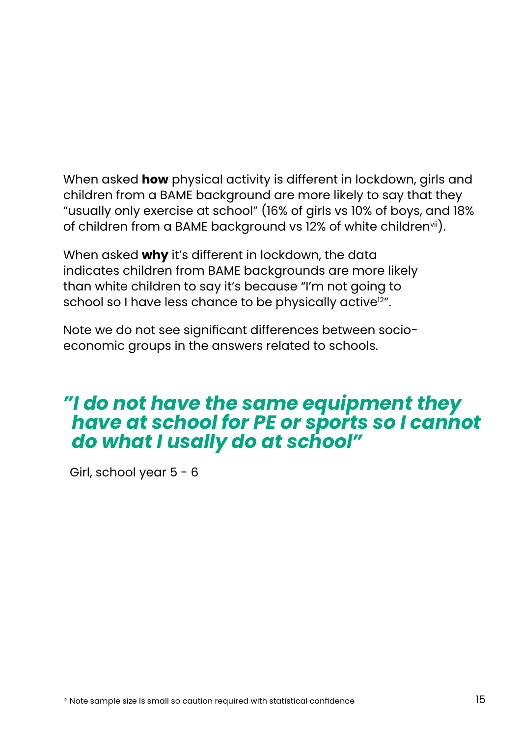When asked **how** physical activity is different in lockdown, girls and children from a BAME background are more likely to say that they "usually only exercise at school" (16% of girls vs 10% of boys, and 18% of children from a BAME background vs 12% of white children[vii]).

When asked **why** it's different in lockdown, the data indicates children from BAME backgrounds are more likely than white children to say it's because "I'm not going to school so I have less chance to be physically active[12]".

Note we do not see significant differences between socio-economic groups in the answers related to schools.

***"I do not have the same equipment they have at school for PE or sports so I cannot do what I usally do at school"***

Girl, school year 5 - 6

[12] Note sample size Is small so caution required with statistical confidence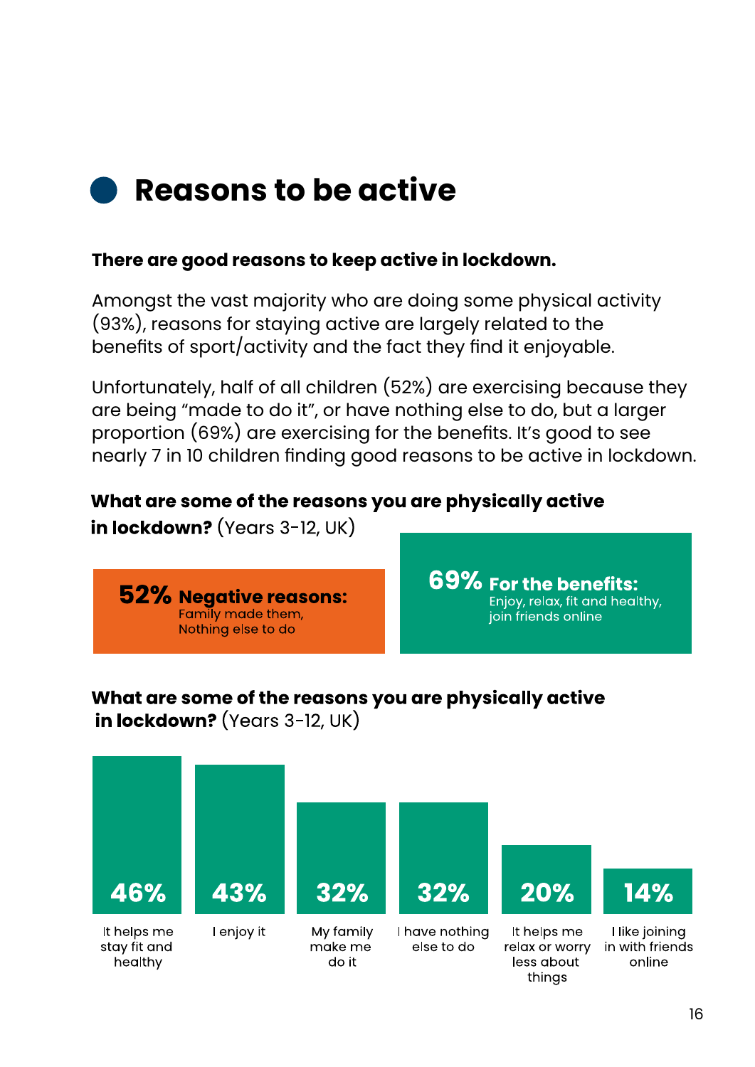## Reasons to be active

**There are good reasons to keep active in lockdown.**

Amongst the vast majority who are doing some physical activity (93%), reasons for staying active are largely related to the benefits of sport/activity and the fact they find it enjoyable.

Unfortunately, half of all children (52%) are exercising because they are being "made to do it", or have nothing else to do, but a larger proportion (69%) are exercising for the benefits. It's good to see nearly 7 in 10 children finding good reasons to be active in lockdown.

**What are some of the reasons you are physically active in lockdown?** (Years 3-12, UK)

**52% Negative reasons:** Family made them, Nothing else to do

**69% For the benefits:** Enjoy, relax, fit and healthy, join friends online

**What are some of the reasons you are physically active in lockdown?** (Years 3-12, UK)

| Reason | % |
|---|---|
| It helps me stay fit and healthy | 46% |
| I enjoy it | 43% |
| My family make me do it | 32% |
| I have nothing else to do | 32% |
| It helps me relax or worry less about things | 20% |
| I like joining in with friends online | 14% |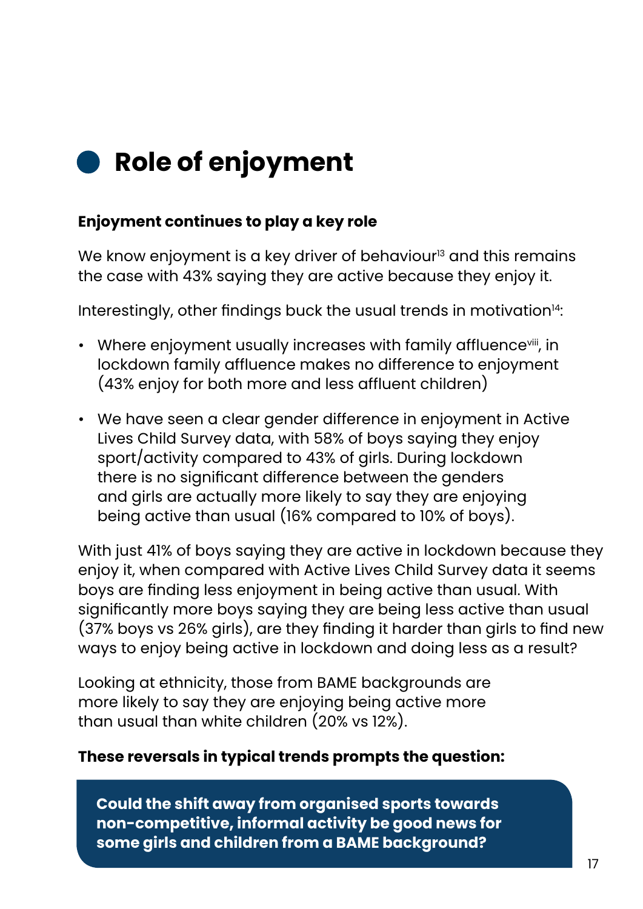# Role of enjoyment

**Enjoyment continues to play a key role**

We know enjoyment is a key driver of behaviour[13] and this remains the case with 43% saying they are active because they enjoy it.

Interestingly, other findings buck the usual trends in motivation[14]:

- Where enjoyment usually increases with family affluence[viii], in lockdown family affluence makes no difference to enjoyment (43% enjoy for both more and less affluent children)
- We have seen a clear gender difference in enjoyment in Active Lives Child Survey data, with 58% of boys saying they enjoy sport/activity compared to 43% of girls. During lockdown there is no significant difference between the genders and girls are actually more likely to say they are enjoying being active than usual (16% compared to 10% of boys).

With just 41% of boys saying they are active in lockdown because they enjoy it, when compared with Active Lives Child Survey data it seems boys are finding less enjoyment in being active than usual. With significantly more boys saying they are being less active than usual (37% boys vs 26% girls), are they finding it harder than girls to find new ways to enjoy being active in lockdown and doing less as a result?

Looking at ethnicity, those from BAME backgrounds are more likely to say they are enjoying being active more than usual than white children (20% vs 12%).

**These reversals in typical trends prompts the question:**

**Could the shift away from organised sports towards non-competitive, informal activity be good news for some girls and children from a BAME background?**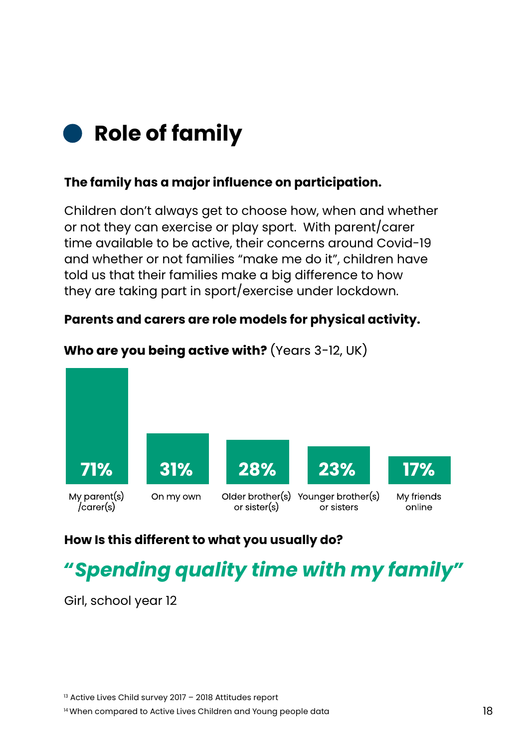# Role of family

**The family has a major influence on participation.**

Children don't always get to choose how, when and whether or not they can exercise or play sport. With parent/carer time available to be active, their concerns around Covid-19 and whether or not families "make me do it", children have told us that their families make a big difference to how they are taking part in sport/exercise under lockdown.

**Parents and carers are role models for physical activity.**

**Who are you being active with?** (Years 3-12, UK)

| Who | % |
|---|---|
| My parent(s) /carer(s) | 71% |
| On my own | 31% |
| Older brother(s) or sister(s) | 28% |
| Younger brother(s) or sisters | 23% |
| My friends online | 17% |

**How Is this different to what you usually do?**

***"Spending quality time with my family"***

Girl, school year 12

[13] Active Lives Child survey 2017 – 2018 Attitudes report

[14] When compared to Active Lives Children and Young people data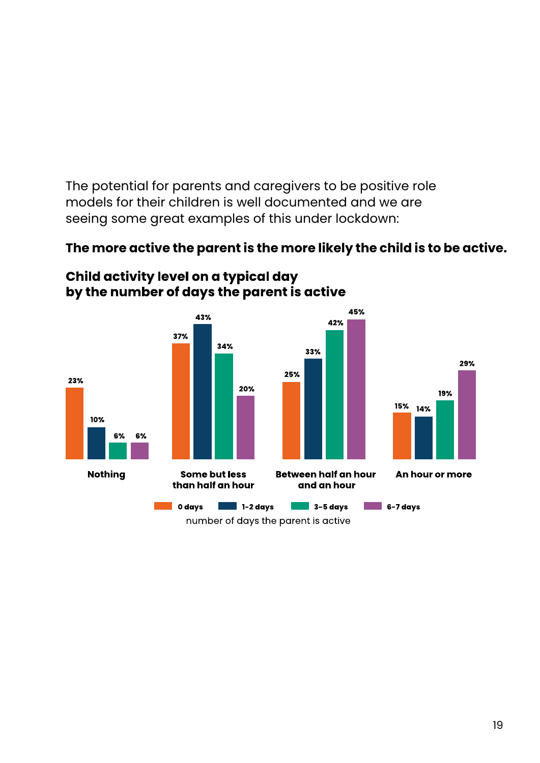The potential for parents and caregivers to be positive role models for their children is well documented and we are seeing some great examples of this under lockdown:

**The more active the parent is the more likely the child is to be active.**

### Child activity level on a typical day by the number of days the parent is active

| Child activity level | 0 days | 1-2 days | 3-5 days | 6-7 days |
|---|---|---|---|---|
| Nothing | 23% | 10% | 6% | 6% |
| Some but less than half an hour | 37% | 43% | 34% | 20% |
| Between half an hour and an hour | 25% | 33% | 42% | 45% |
| An hour or more | 15% | 14% | 19% | 29% |

number of days the parent is active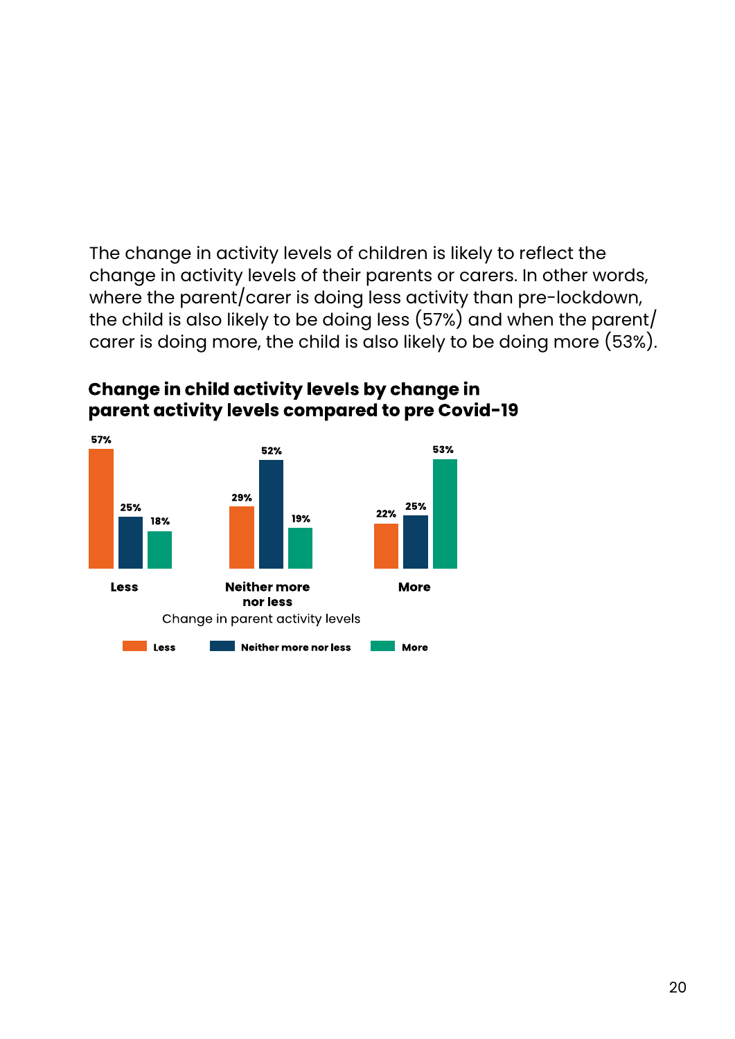The change in activity levels of children is likely to reflect the change in activity levels of their parents or carers. In other words, where the parent/carer is doing less activity than pre-lockdown, the child is also likely to be doing less (57%) and when the parent/carer is doing more, the child is also likely to be doing more (53%).

**Change in child activity levels by change in parent activity levels compared to pre Covid-19**

| Change in parent activity levels | Less | Neither more nor less | More |
|---|---|---|---|
| Less | 57% | 25% | 18% |
| Neither more nor less | 29% | 52% | 19% |
| More | 22% | 25% | 53% |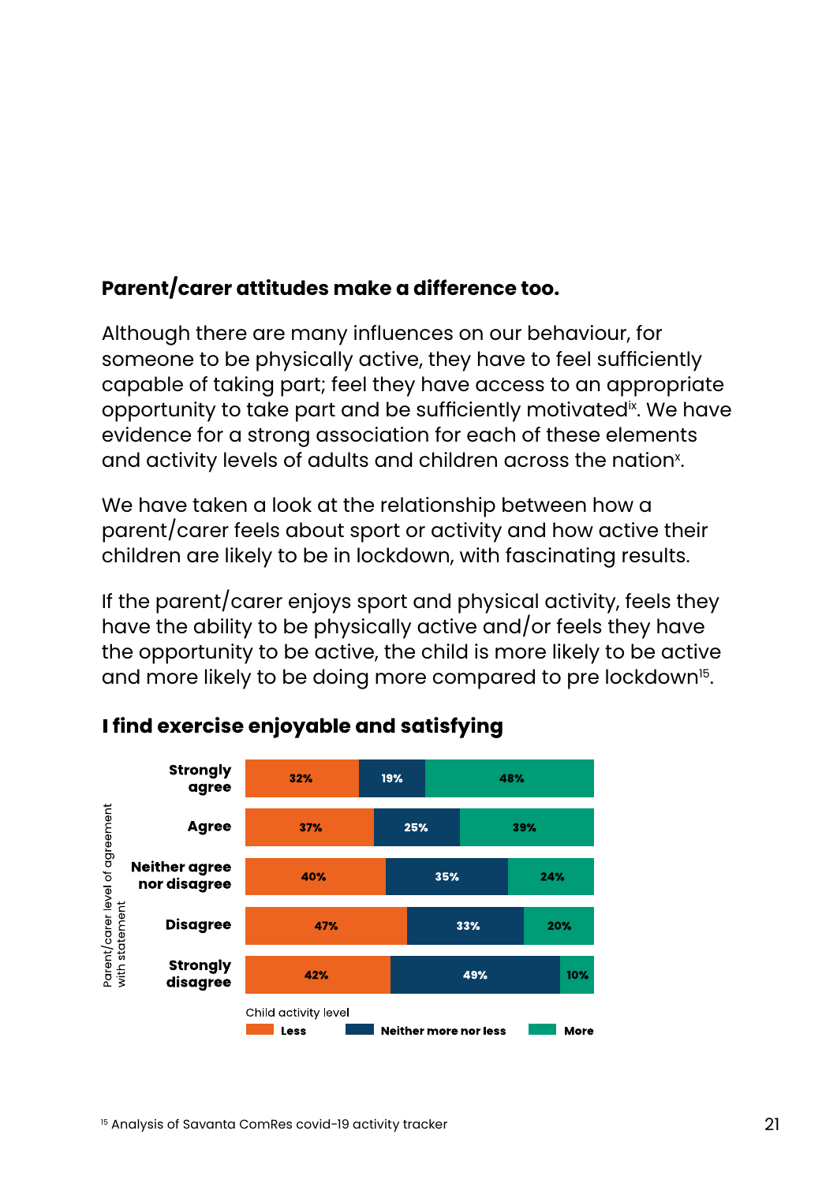**Parent/carer attitudes make a difference too.**

Although there are many influences on our behaviour, for someone to be physically active, they have to feel sufficiently capable of taking part; feel they have access to an appropriate opportunity to take part and be sufficiently motivated[ix]. We have evidence for a strong association for each of these elements and activity levels of adults and children across the nation[x].

We have taken a look at the relationship between how a parent/carer feels about sport or activity and how active their children are likely to be in lockdown, with fascinating results.

If the parent/carer enjoys sport and physical activity, feels they have the ability to be physically active and/or feels they have the opportunity to be active, the child is more likely to be active and more likely to be doing more compared to pre lockdown[15].

## I find exercise enjoyable and satisfying

| Parent/carer level of agreement with statement | Child activity level: Less | Child activity level: Neither more nor less | Child activity level: More |
|---|---|---|---|
| Strongly agree | 32% | 19% | 48% |
| Agree | 37% | 25% | 39% |
| Neither agree nor disagree | 40% | 35% | 24% |
| Disagree | 47% | 33% | 20% |
| Strongly disagree | 42% | 49% | 10% |

[15] Analysis of Savanta ComRes covid-19 activity tracker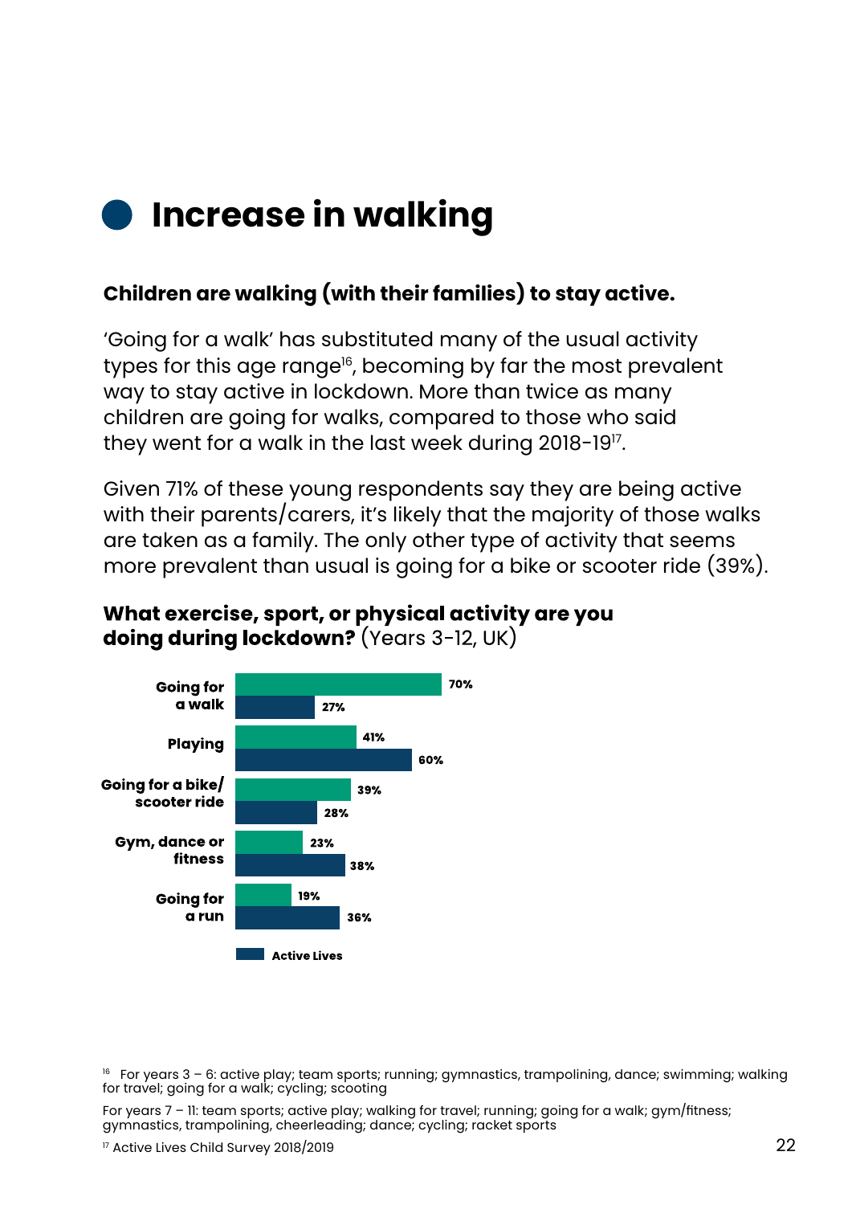# Increase in walking

**Children are walking (with their families) to stay active.**

'Going for a walk' has substituted many of the usual activity types for this age range[16], becoming by far the most prevalent way to stay active in lockdown. More than twice as many children are going for walks, compared to those who said they went for a walk in the last week during 2018-19[17].

Given 71% of these young respondents say they are being active with their parents/carers, it's likely that the majority of those walks are taken as a family. The only other type of activity that seems more prevalent than usual is going for a bike or scooter ride (39%).

**What exercise, sport, or physical activity are you doing during lockdown?** (Years 3-12, UK)

| Activity | During lockdown | Active Lives |
|---|---|---|
| Going for a walk | 70% | 27% |
| Playing | 41% | 60% |
| Going for a bike/ scooter ride | 39% | 28% |
| Gym, dance or fitness | 23% | 38% |
| Going for a run | 19% | 36% |

[16] For years 3 – 6: active play; team sports; running; gymnastics, trampolining, dance; swimming; walking for travel; going for a walk; cycling; scooting

For years 7 – 11: team sports; active play; walking for travel; running; going for a walk; gym/fitness; gymnastics, trampolining, cheerleading; dance; cycling; racket sports

[17] Active Lives Child Survey 2018/2019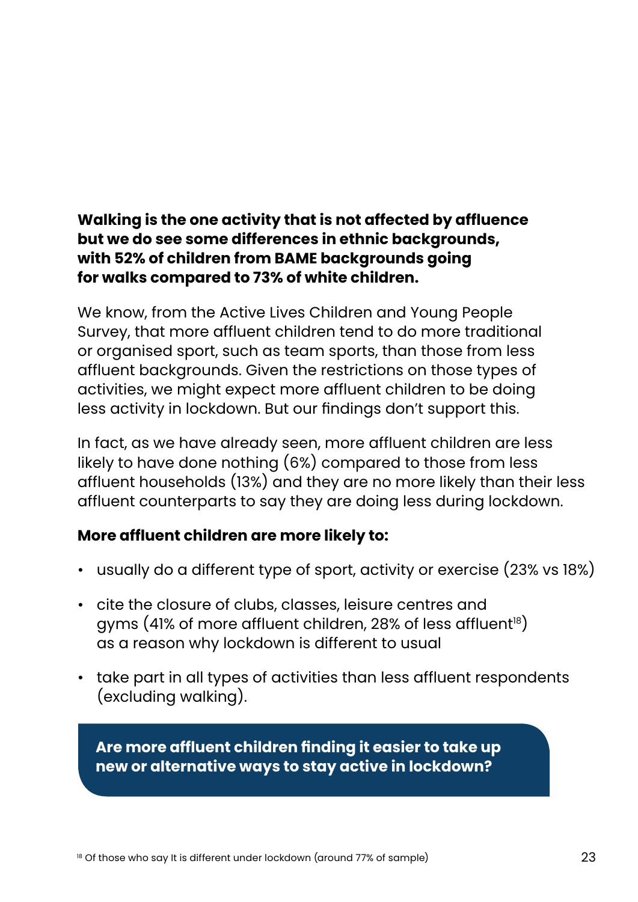**Walking is the one activity that is not affected by affluence but we do see some differences in ethnic backgrounds, with 52% of children from BAME backgrounds going for walks compared to 73% of white children.**

We know, from the Active Lives Children and Young People Survey, that more affluent children tend to do more traditional or organised sport, such as team sports, than those from less affluent backgrounds. Given the restrictions on those types of activities, we might expect more affluent children to be doing less activity in lockdown. But our findings don't support this.

In fact, as we have already seen, more affluent children are less likely to have done nothing (6%) compared to those from less affluent households (13%) and they are no more likely than their less affluent counterparts to say they are doing less during lockdown.

**More affluent children are more likely to:**

- usually do a different type of sport, activity or exercise (23% vs 18%)
- cite the closure of clubs, classes, leisure centres and gyms (41% of more affluent children, 28% of less affluent[18]) as a reason why lockdown is different to usual
- take part in all types of activities than less affluent respondents (excluding walking).

**Are more affluent children finding it easier to take up new or alternative ways to stay active in lockdown?**

[18] Of those who say It is different under lockdown (around 77% of sample)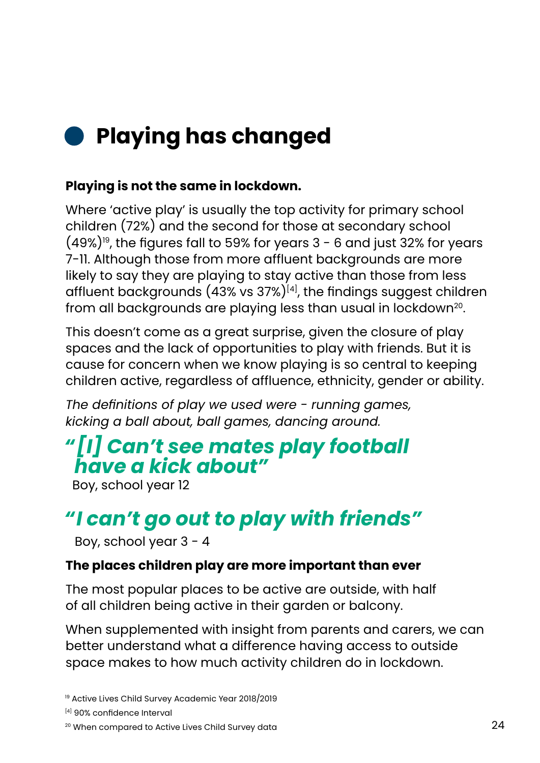## Playing has changed

**Playing is not the same in lockdown.**

Where 'active play' is usually the top activity for primary school children (72%) and the second for those at secondary school (49%)[19], the figures fall to 59% for years 3 - 6 and just 32% for years 7-11. Although those from more affluent backgrounds are more likely to say they are playing to stay active than those from less affluent backgrounds (43% vs 37%)[4], the findings suggest children from all backgrounds are playing less than usual in lockdown[20].

This doesn't come as a great surprise, given the closure of play spaces and the lack of opportunities to play with friends. But it is cause for concern when we know playing is so central to keeping children active, regardless of affluence, ethnicity, gender or ability.

*The definitions of play we used were - running games, kicking a ball about, ball games, dancing around.*

> ***"[I] Can't see mates play football have a kick about"***
>
> Boy, school year 12

> ***"I can't go out to play with friends"***
>
> Boy, school year 3 - 4

**The places children play are more important than ever**

The most popular places to be active are outside, with half of all children being active in their garden or balcony.

When supplemented with insight from parents and carers, we can better understand what a difference having access to outside space makes to how much activity children do in lockdown.

[19] Active Lives Child Survey Academic Year 2018/2019

[4] 90% confidence Interval

[20] When compared to Active Lives Child Survey data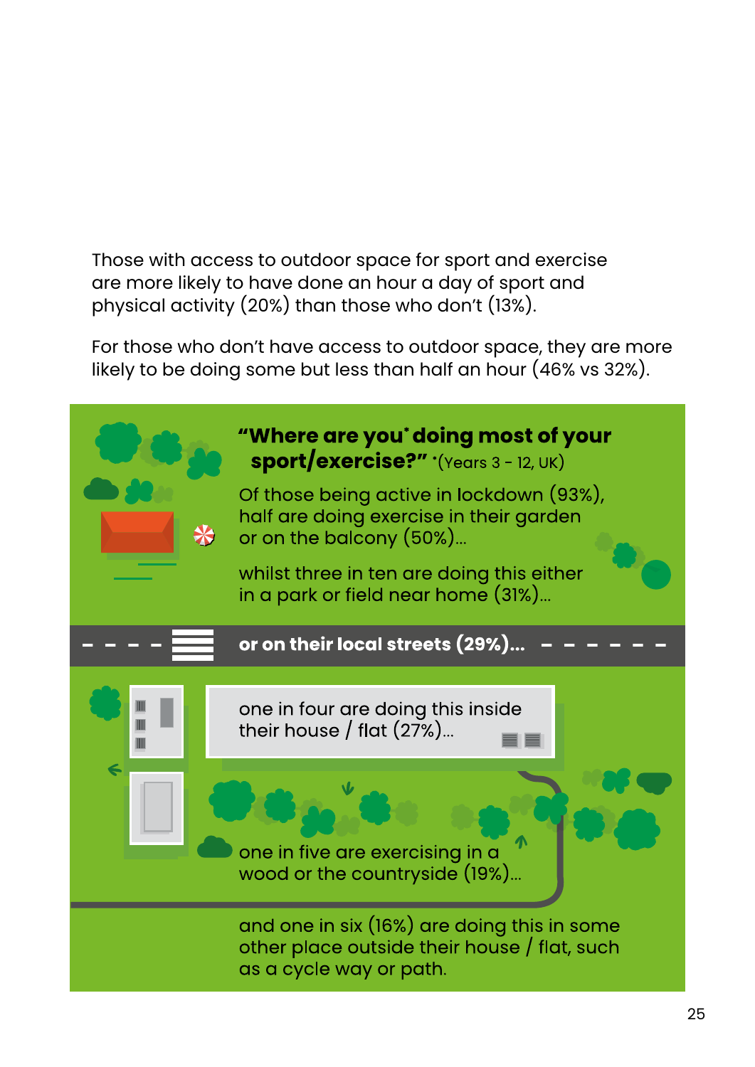Those with access to outdoor space for sport and exercise are more likely to have done an hour a day of sport and physical activity (20%) than those who don't (13%).

For those who don't have access to outdoor space, they are more likely to be doing some but less than half an hour (46% vs 32%).

### "Where are you* doing most of your sport/exercise?" *(Years 3 - 12, UK)

Of those being active in lockdown (93%), half are doing exercise in their garden or on the balcony (50%)...

whilst three in ten are doing this either in a park or field near home (31%)...

**or on their local streets (29%)...**

one in four are doing this inside their house / flat (27%)...

one in five are exercising in a wood or the countryside (19%)...

and one in six (16%) are doing this in some other place outside their house / flat, such as a cycle way or path.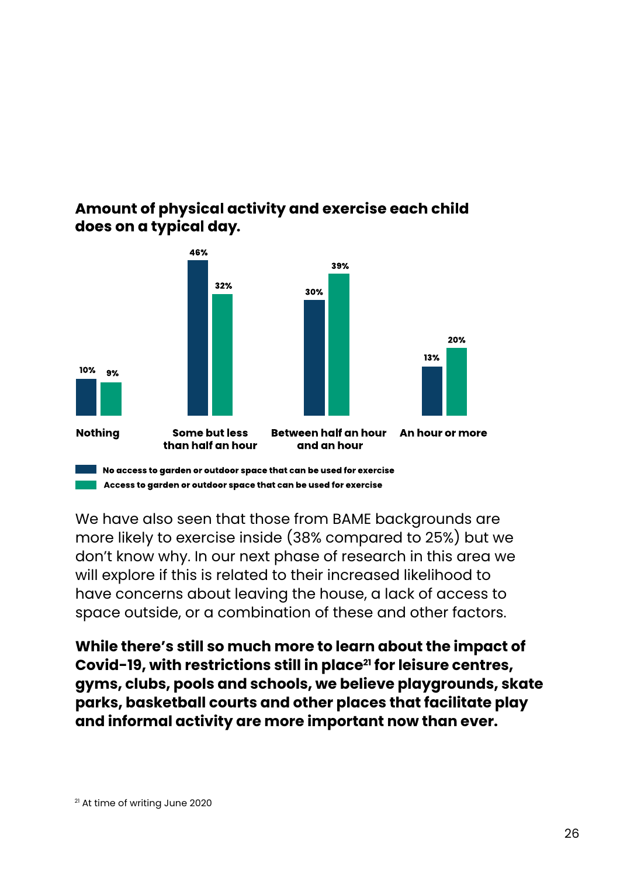**Amount of physical activity and exercise each child does on a typical day.**

| | Nothing | Some but less than half an hour | Between half an hour and an hour | An hour or more |
|---|---|---|---|---|
| No access to garden or outdoor space that can be used for exercise | 10% | 46% | 30% | 13% |
| Access to garden or outdoor space that can be used for exercise | 9% | 32% | 39% | 20% |

We have also seen that those from BAME backgrounds are more likely to exercise inside (38% compared to 25%) but we don't know why. In our next phase of research in this area we will explore if this is related to their increased likelihood to have concerns about leaving the house, a lack of access to space outside, or a combination of these and other factors.

**While there's still so much more to learn about the impact of Covid-19, with restrictions still in place[21] for leisure centres, gyms, clubs, pools and schools, we believe playgrounds, skate parks, basketball courts and other places that facilitate play and informal activity are more important now than ever.**

[21] At time of writing June 2020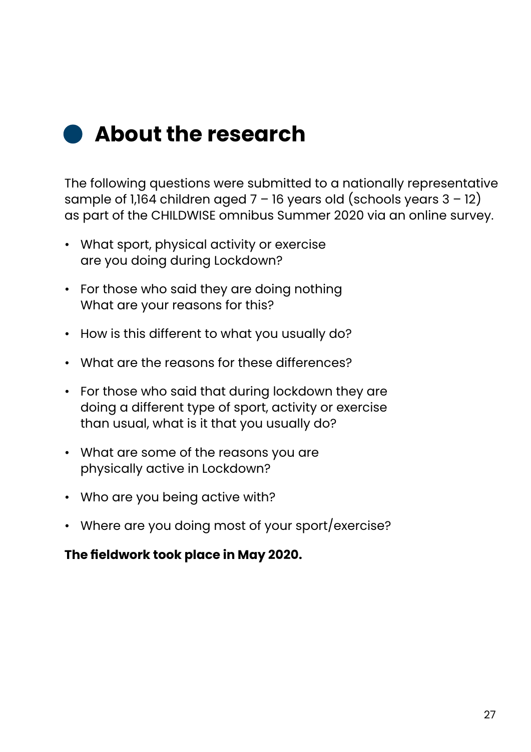# About the research

The following questions were submitted to a nationally representative sample of 1,164 children aged 7 – 16 years old (schools years 3 – 12) as part of the CHILDWISE omnibus Summer 2020 via an online survey.

- What sport, physical activity or exercise are you doing during Lockdown?
- For those who said they are doing nothing What are your reasons for this?
- How is this different to what you usually do?
- What are the reasons for these differences?
- For those who said that during lockdown they are doing a different type of sport, activity or exercise than usual, what is it that you usually do?
- What are some of the reasons you are physically active in Lockdown?
- Who are you being active with?
- Where are you doing most of your sport/exercise?

**The fieldwork took place in May 2020.**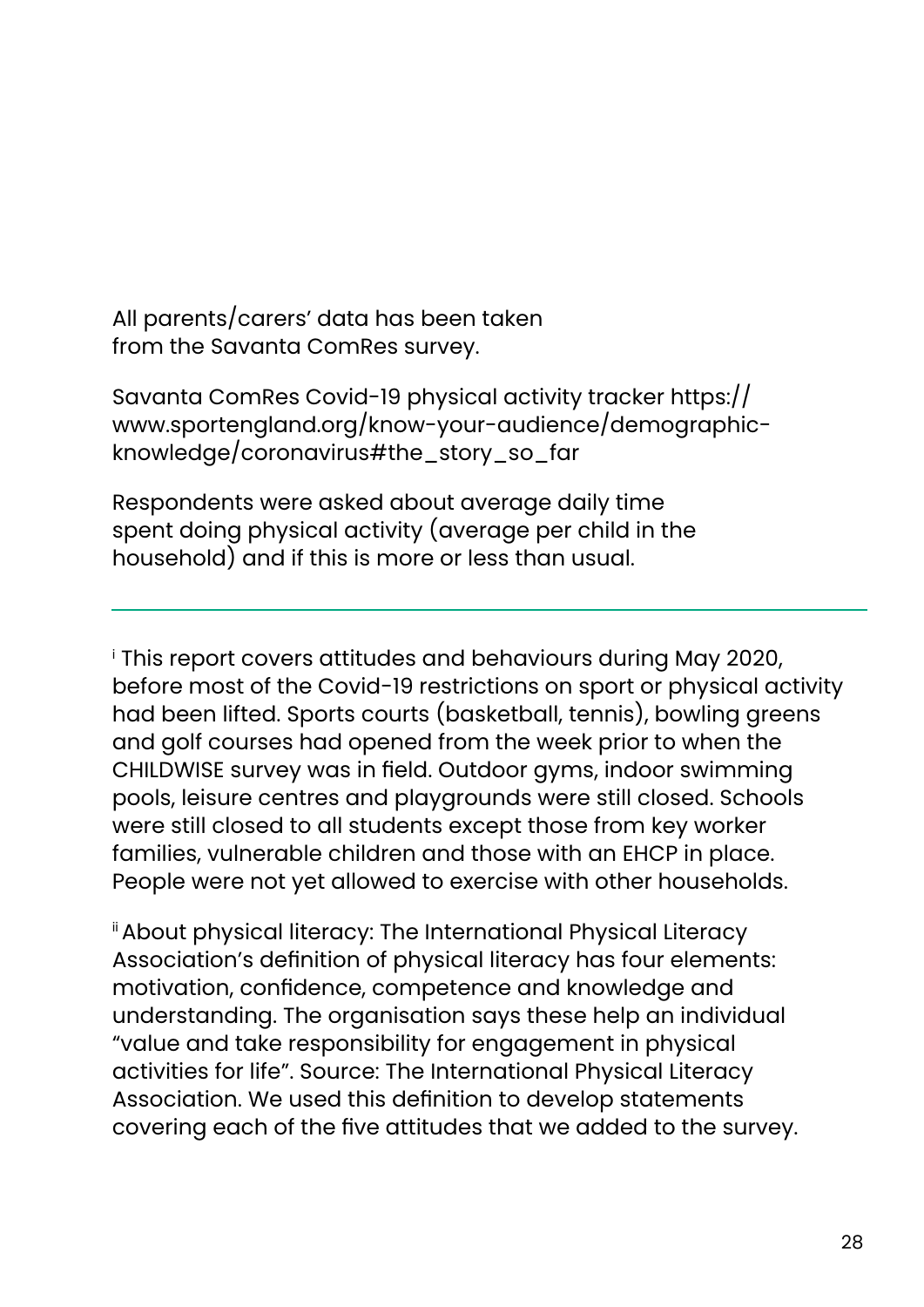All parents/carers' data has been taken from the Savanta ComRes survey.

Savanta ComRes Covid-19 physical activity tracker https://www.sportengland.org/know-your-audience/demographic-knowledge/coronavirus#the_story_so_far

Respondents were asked about average daily time spent doing physical activity (average per child in the household) and if this is more or less than usual.

---

[i] This report covers attitudes and behaviours during May 2020, before most of the Covid-19 restrictions on sport or physical activity had been lifted. Sports courts (basketball, tennis), bowling greens and golf courses had opened from the week prior to when the CHILDWISE survey was in field. Outdoor gyms, indoor swimming pools, leisure centres and playgrounds were still closed. Schools were still closed to all students except those from key worker families, vulnerable children and those with an EHCP in place. People were not yet allowed to exercise with other households.

[ii] About physical literacy: The International Physical Literacy Association's definition of physical literacy has four elements: motivation, confidence, competence and knowledge and understanding. The organisation says these help an individual "value and take responsibility for engagement in physical activities for life". Source: The International Physical Literacy Association. We used this definition to develop statements covering each of the five attitudes that we added to the survey.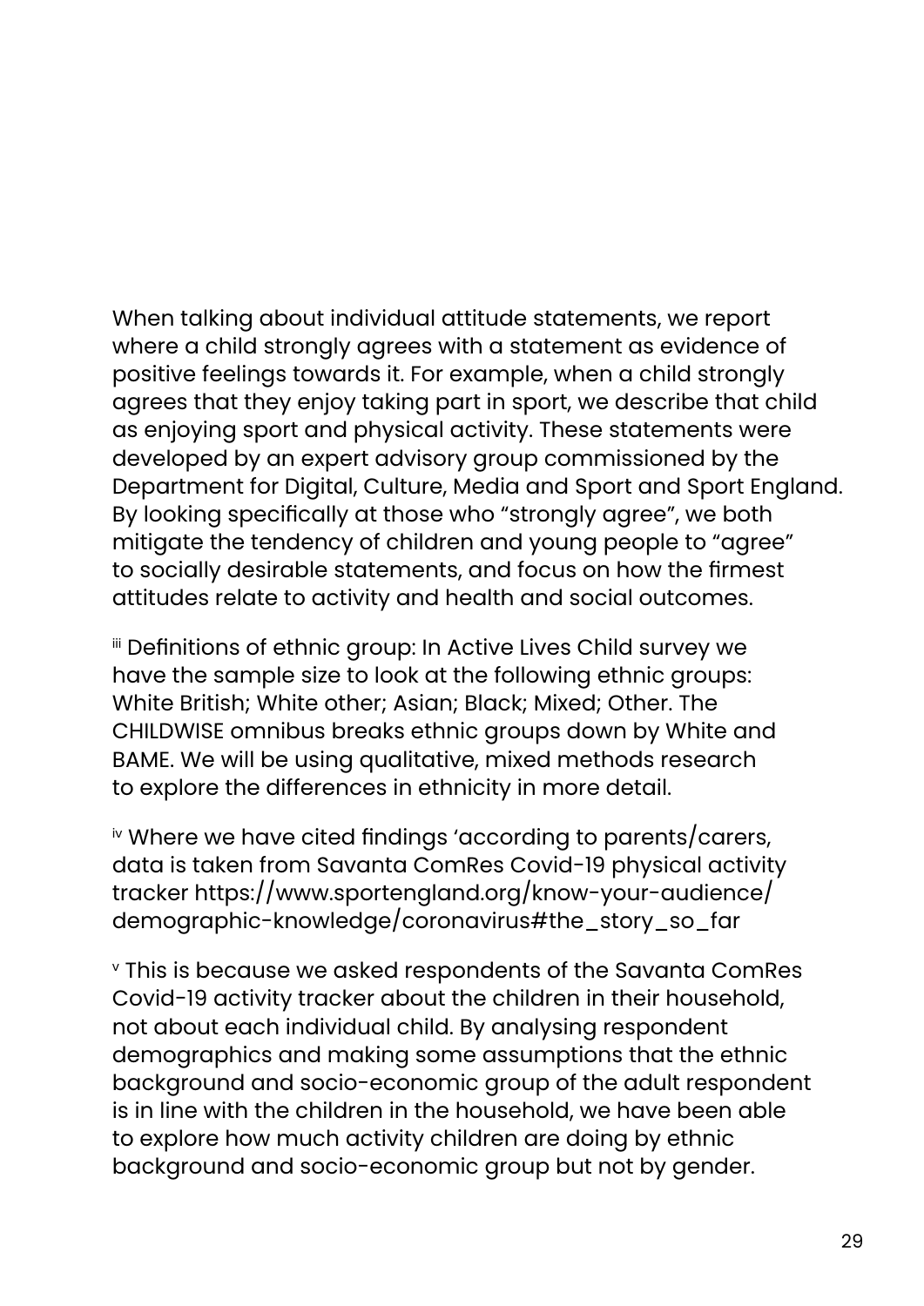When talking about individual attitude statements, we report where a child strongly agrees with a statement as evidence of positive feelings towards it. For example, when a child strongly agrees that they enjoy taking part in sport, we describe that child as enjoying sport and physical activity. These statements were developed by an expert advisory group commissioned by the Department for Digital, Culture, Media and Sport and Sport England. By looking specifically at those who "strongly agree", we both mitigate the tendency of children and young people to "agree" to socially desirable statements, and focus on how the firmest attitudes relate to activity and health and social outcomes.

[iii] Definitions of ethnic group: In Active Lives Child survey we have the sample size to look at the following ethnic groups: White British; White other; Asian; Black; Mixed; Other. The CHILDWISE omnibus breaks ethnic groups down by White and BAME. We will be using qualitative, mixed methods research to explore the differences in ethnicity in more detail.

[iv] Where we have cited findings 'according to parents/carers, data is taken from Savanta ComRes Covid-19 physical activity tracker https://www.sportengland.org/know-your-audience/demographic-knowledge/coronavirus#the_story_so_far

[v] This is because we asked respondents of the Savanta ComRes Covid-19 activity tracker about the children in their household, not about each individual child. By analysing respondent demographics and making some assumptions that the ethnic background and socio-economic group of the adult respondent is in line with the children in the household, we have been able to explore how much activity children are doing by ethnic background and socio-economic group but not by gender.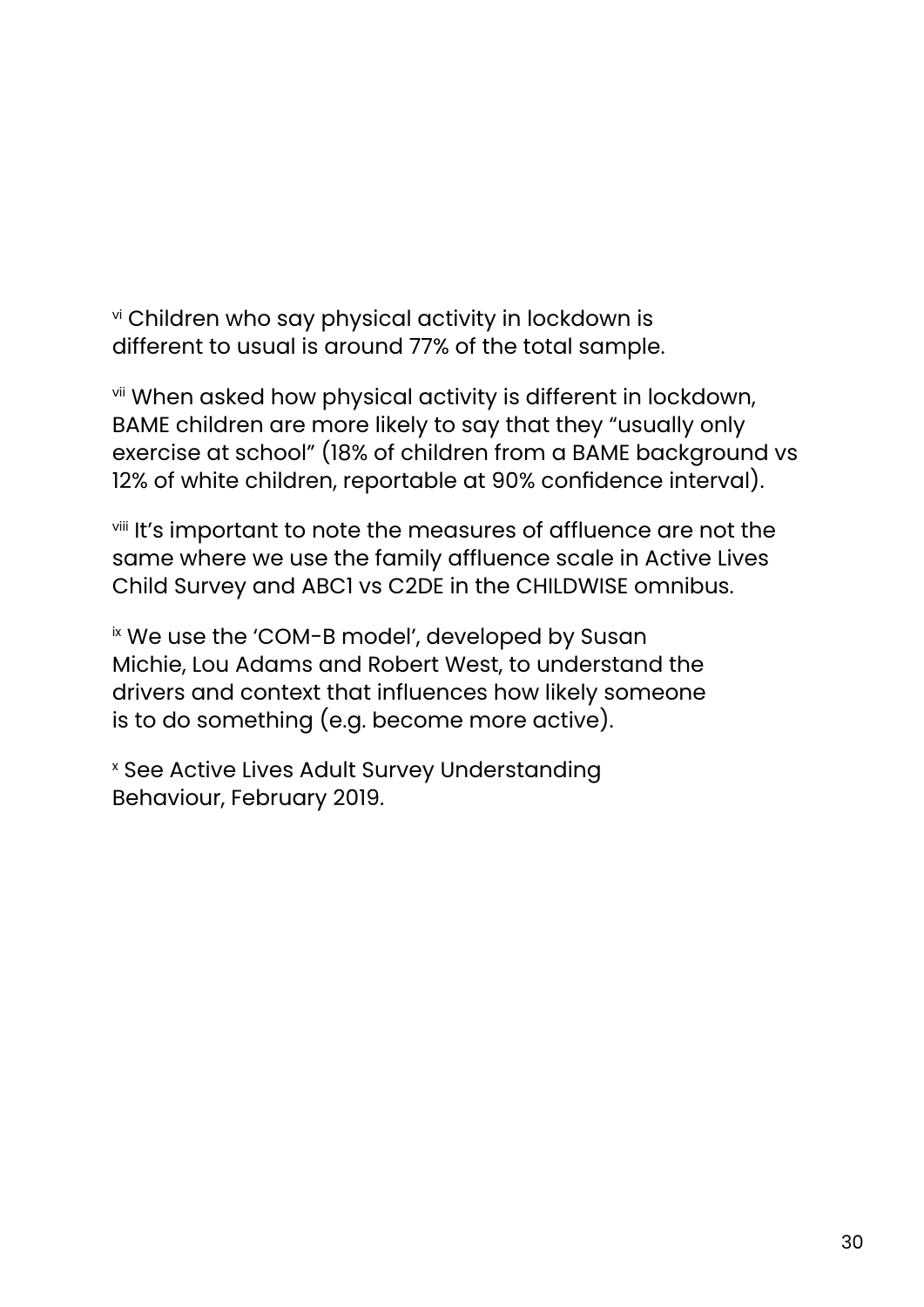[vi] Children who say physical activity in lockdown is different to usual is around 77% of the total sample.

[vii] When asked how physical activity is different in lockdown, BAME children are more likely to say that they "usually only exercise at school" (18% of children from a BAME background vs 12% of white children, reportable at 90% confidence interval).

[viii] It's important to note the measures of affluence are not the same where we use the family affluence scale in Active Lives Child Survey and ABC1 vs C2DE in the CHILDWISE omnibus.

[ix] We use the 'COM-B model', developed by Susan Michie, Lou Adams and Robert West, to understand the drivers and context that influences how likely someone is to do something (e.g. become more active).

[x] See Active Lives Adult Survey Understanding Behaviour, February 2019.